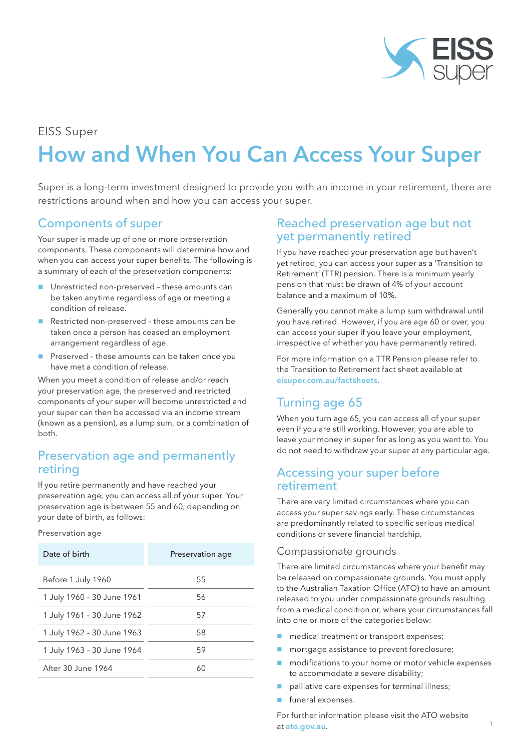EISS Super

# How and When You Can Access Your Super

Super is a long-term investment designed to provide you with an income in your retirement, there are restrictions around when and how you can access your super.

## Components of super

Your super is made up of one or more preservation components. These components will determine how and when you can access your super benefits. The following is a summary of each of the preservation components:

- Unrestricted non-preserved – these amounts can be taken anytime regardless of age or meeting a condition of release.
- Restricted non-preserved – these amounts can be taken once a person has ceased an employment arrangement regardless of age.
- Preserved – these amounts can be taken once you have met a condition of release.

When you meet a condition of release and/or reach your preservation age, the preserved and restricted components of your super will become unrestricted and your super can then be accessed via an income stream (known as a pension), as a lump sum, or a combination of both.

## Preservation age and permanently retiring

If you retire permanently and have reached your preservation age, you can access all of your super. Your preservation age is between 55 and 60, depending on your date of birth, as follows:

Preservation age

| Date of birth | Preservation age |
|---|---|
| Before 1 July 1960 | 55 |
| 1 July 1960 – 30 June 1961 | 56 |
| 1 July 1961 – 30 June 1962 | 57 |
| 1 July 1962 – 30 June 1963 | 58 |
| 1 July 1963 – 30 June 1964 | 59 |
| After 30 June 1964 | 60 |

## Reached preservation age but not yet permanently retired

If you have reached your preservation age but haven't yet retired, you can access your super as a 'Transition to Retirement' (TTR) pension. There is a minimum yearly pension that must be drawn of 4% of your account balance and a maximum of 10%.

Generally you cannot make a lump sum withdrawal until you have retired. However, if you are age 60 or over, you can access your super if you leave your employment, irrespective of whether you have permanently retired.

For more information on a TTR Pension please refer to the Transition to Retirement fact sheet available at **eisuper.com.au/factsheets**.

## Turning age 65

When you turn age 65, you can access all of your super even if you are still working. However, you are able to leave your money in super for as long as you want to. You do not need to withdraw your super at any particular age.

## Accessing your super before retirement

There are very limited circumstances where you can access your super savings early. These circumstances are predominantly related to specific serious medical conditions or severe financial hardship.

### Compassionate grounds

There are limited circumstances where your benefit may be released on compassionate grounds. You must apply to the Australian Taxation Office (ATO) to have an amount released to you under compassionate grounds resulting from a medical condition or, where your circumstances fall into one or more of the categories below:

- medical treatment or transport expenses;
- mortgage assistance to prevent foreclosure;
- modifications to your home or motor vehicle expenses to accommodate a severe disability;
- palliative care expenses for terminal illness;
- funeral expenses.

For further information please visit the ATO website at **ato.gov.au**.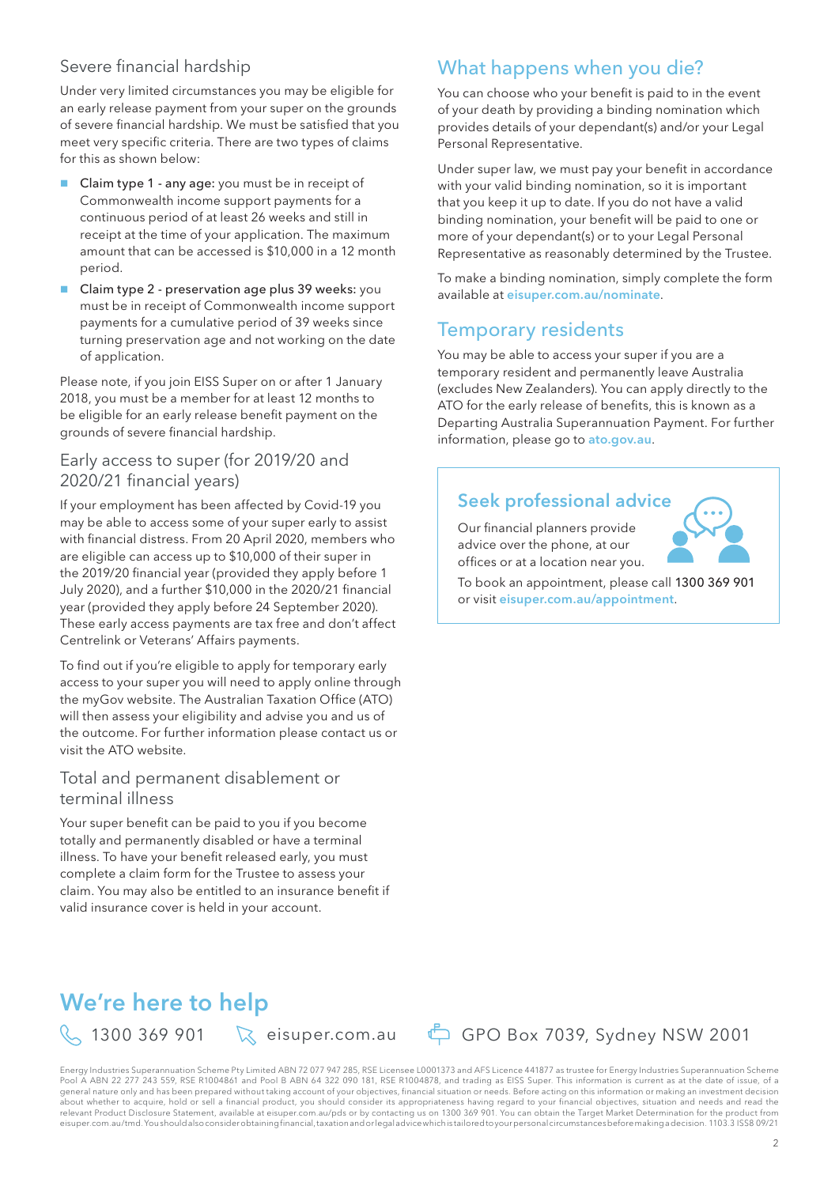### Severe financial hardship

Under very limited circumstances you may be eligible for an early release payment from your super on the grounds of severe financial hardship. We must be satisfied that you meet very specific criteria. There are two types of claims for this as shown below:

- Claim type 1 - any age: you must be in receipt of Commonwealth income support payments for a continuous period of at least 26 weeks and still in receipt at the time of your application. The maximum amount that can be accessed is $10,000 in a 12 month period.
- Claim type 2 - preservation age plus 39 weeks: you must be in receipt of Commonwealth income support payments for a cumulative period of 39 weeks since turning preservation age and not working on the date of application.

Please note, if you join EISS Super on or after 1 January 2018, you must be a member for at least 12 months to be eligible for an early release benefit payment on the grounds of severe financial hardship.

### Early access to super (for 2019/20 and 2020/21 financial years)

If your employment has been affected by Covid-19 you may be able to access some of your super early to assist with financial distress. From 20 April 2020, members who are eligible can access up to $10,000 of their super in the 2019/20 financial year (provided they apply before 1 July 2020), and a further $10,000 in the 2020/21 financial year (provided they apply before 24 September 2020). These early access payments are tax free and don't affect Centrelink or Veterans' Affairs payments.

To find out if you're eligible to apply for temporary early access to your super you will need to apply online through the myGov website. The Australian Taxation Office (ATO) will then assess your eligibility and advise you and us of the outcome. For further information please contact us or visit the ATO website.

### Total and permanent disablement or terminal illness

Your super benefit can be paid to you if you become totally and permanently disabled or have a terminal illness. To have your benefit released early, you must complete a claim form for the Trustee to assess your claim. You may also be entitled to an insurance benefit if valid insurance cover is held in your account.

## What happens when you die?

You can choose who your benefit is paid to in the event of your death by providing a binding nomination which provides details of your dependant(s) and/or your Legal Personal Representative.

Under super law, we must pay your benefit in accordance with your valid binding nomination, so it is important that you keep it up to date. If you do not have a valid binding nomination, your benefit will be paid to one or more of your dependant(s) or to your Legal Personal Representative as reasonably determined by the Trustee.

To make a binding nomination, simply complete the form available at eisuper.com.au/nominate.

## Temporary residents

You may be able to access your super if you are a temporary resident and permanently leave Australia (excludes New Zealanders). You can apply directly to the ATO for the early release of benefits, this is known as a Departing Australia Superannuation Payment. For further information, please go to ato.gov.au.

### Seek professional advice

Our financial planners provide advice over the phone, at our offices or at a location near you.

To book an appointment, please call 1300 369 901 or visit eisuper.com.au/appointment.

## We're here to help

1300 369 901 eisuper.com.au GPO Box 7039, Sydney NSW 2001

Energy Industries Superannuation Scheme Pty Limited ABN 72 077 947 285, RSE Licensee L0001373 and AFS Licence 441877 as trustee for Energy Industries Superannuation Scheme Pool A ABN 22 277 243 559, RSE R1004861 and Pool B ABN 64 322 090 181, RSE R1004878, and trading as EISS Super. This information is current as at the date of issue, of a general nature only and has been prepared without taking account of your objectives, financial situation or needs. Before acting on this information or making an investment decision about whether to acquire, hold or sell a financial product, you should consider its appropriateness having regard to your financial objectives, situation and needs and read the relevant Product Disclosure Statement, available at eisuper.com.au/pds or by contacting us on 1300 369 901. You can obtain the Target Market Determination for the product from eisuper.com.au/tmd. You should also consider obtaining financial, taxation and or legal advice which is tailored to your personal circumstances before making a decision. 1103.3 ISS8 09/21